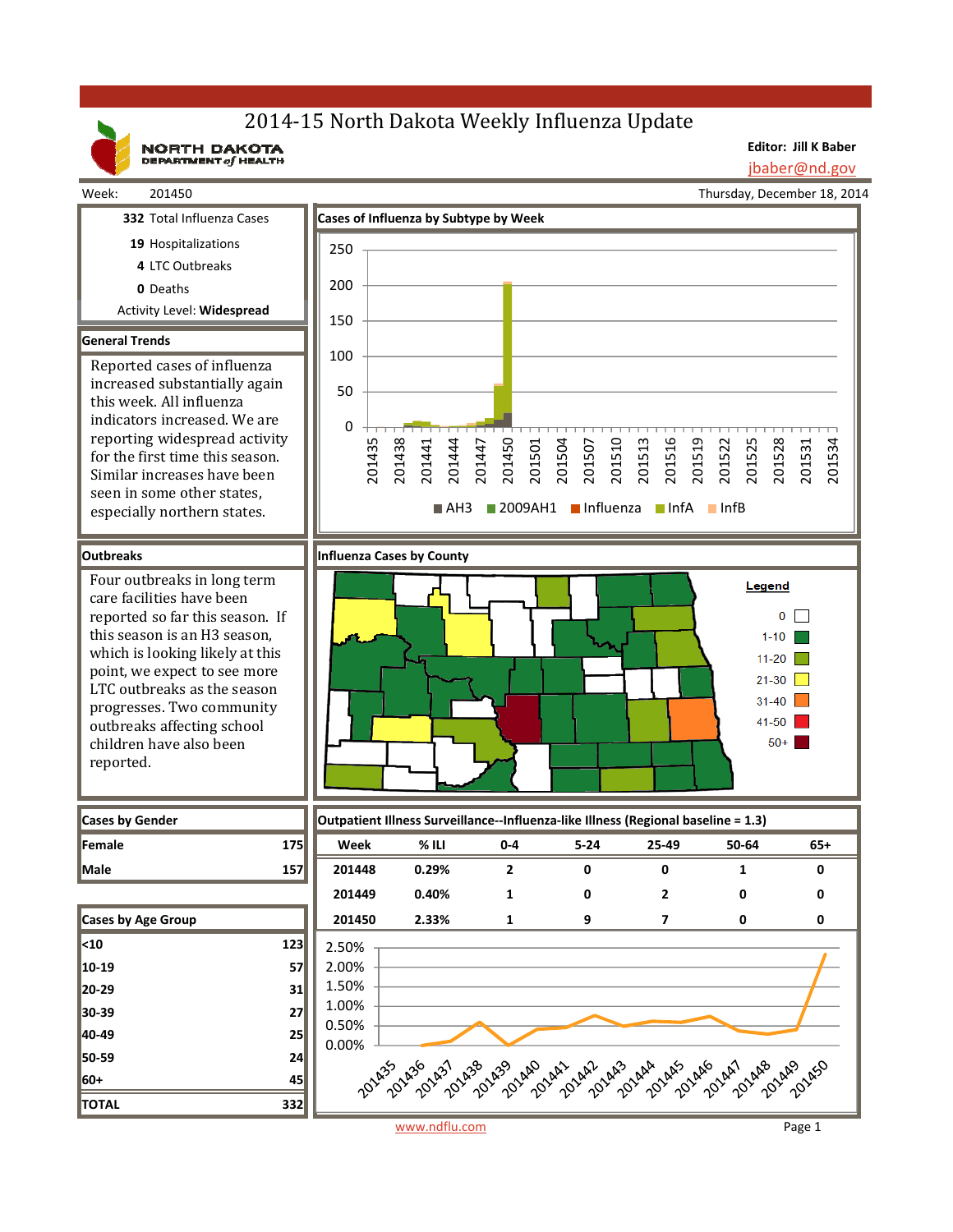# 2014-15 North Dakota Weekly Influenza Update

NORTH DAKOTA DEPARTMENT of HEALTH

**Editor: Jill K Baber**
jbaber@nd.gov

Week: 201450

Thursday, December 18, 2014

**332** Total Influenza Cases

**19** Hospitalizations

**4** LTC Outbreaks

**0** Deaths

Activity Level: **Widespread**

## General Trends

Reported cases of influenza increased substantially again this week. All influenza indicators increased. We are reporting widespread activity for the first time this season. Similar increases have been seen in some other states, especially northern states.

## Cases of Influenza by Subtype by Week

AH3 · 2009AH1 · Influenza · InfA · InfB

## Outbreaks

Four outbreaks in long term care facilities have been reported so far this season. If this season is an H3 season, which is looking likely at this point, we expect to see more LTC outbreaks as the season progresses. Two community outbreaks affecting school children have also been reported.

## Influenza Cases by County

Legend: 0 · 1-10 · 11-20 · 21-30 · 31-40 · 41-50 · 50+

## Cases by Gender

| | |
|---|---|
| Female | 175 |
| Male | 157 |

## Cases by Age Group

| | |
|---|---|
| <10 | 123 |
| 10-19 | 57 |
| 20-29 | 31 |
| 30-39 | 27 |
| 40-49 | 25 |
| 50-59 | 24 |
| 60+ | 45 |
| TOTAL | 332 |

## Outpatient Illness Surveillance--Influenza-like Illness (Regional baseline = 1.3)

| Week | % ILI | 0-4 | 5-24 | 25-49 | 50-64 | 65+ |
|---|---|---|---|---|---|---|
| 201448 | 0.29% | 2 | 0 | 0 | 1 | 0 |
| 201449 | 0.40% | 1 | 0 | 2 | 0 | 0 |
| 201450 | 2.33% | 1 | 9 | 7 | 0 | 0 |

www.ndflu.com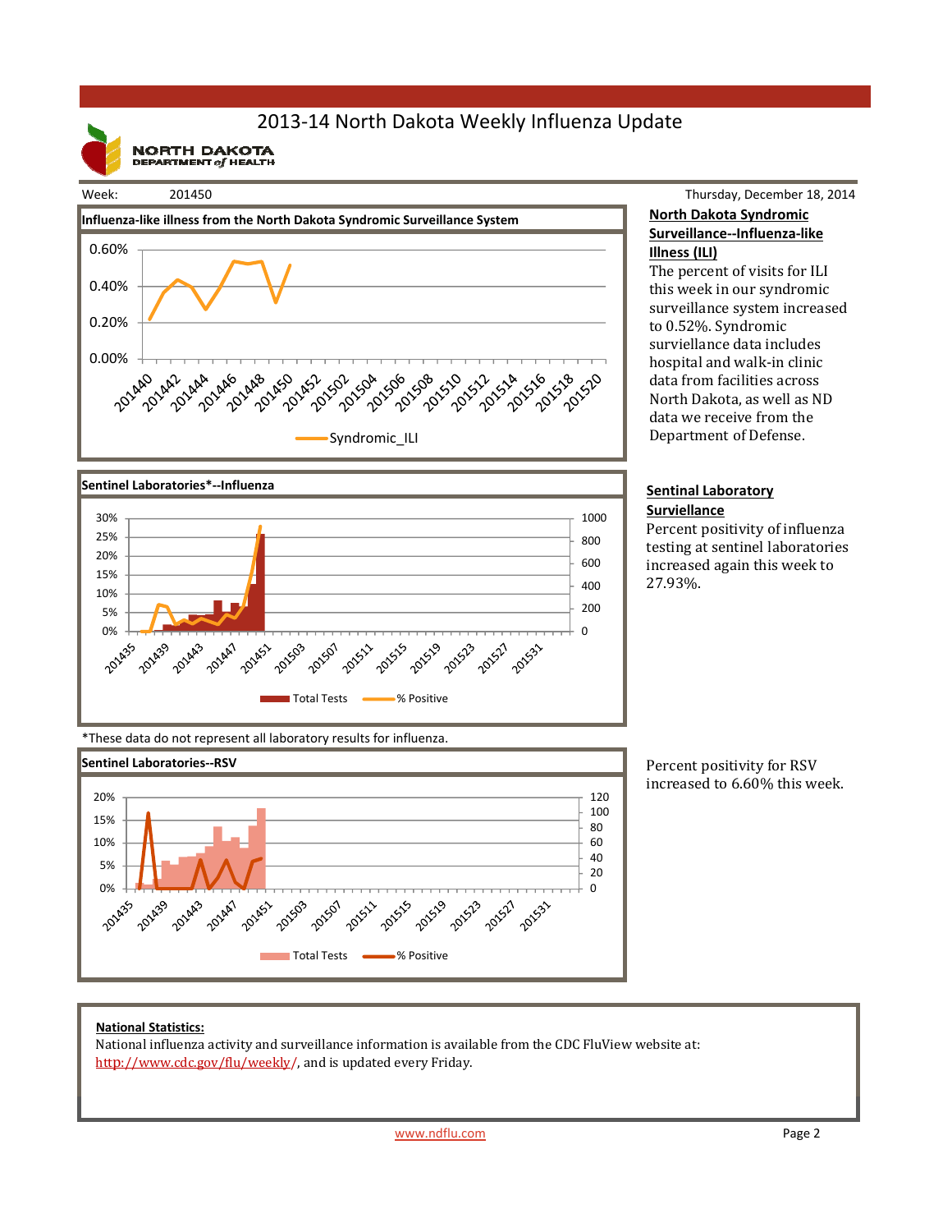# 2013-14 North Dakota Weekly Influenza Update

NORTH DAKOTA DEPARTMENT of HEALTH

Week: 201450

Thursday, December 18, 2014

**Influenza-like illness from the North Dakota Syndromic Surveillance System**

**North Dakota Syndromic Surveillance--Influenza-like Illness (ILI)**

The percent of visits for ILI this week in our syndromic surveillance system increased to 0.52%. Syndromic surviellance data includes hospital and walk-in clinic data from facilities across North Dakota, as well as ND data we receive from the Department of Defense.

**Sentinel Laboratories*--Influenza**

**Sentinal Laboratory Surviellance**

Percent positivity of influenza testing at sentinel laboratories increased again this week to 27.93%.

*These data do not represent all laboratory results for influenza.

**Sentinel Laboratories--RSV**

Percent positivity for RSV increased to 6.60% this week.

**National Statistics:**

National influenza activity and surveillance information is available from the CDC FluView website at: http://www.cdc.gov/flu/weekly/, and is updated every Friday.

www.ndflu.com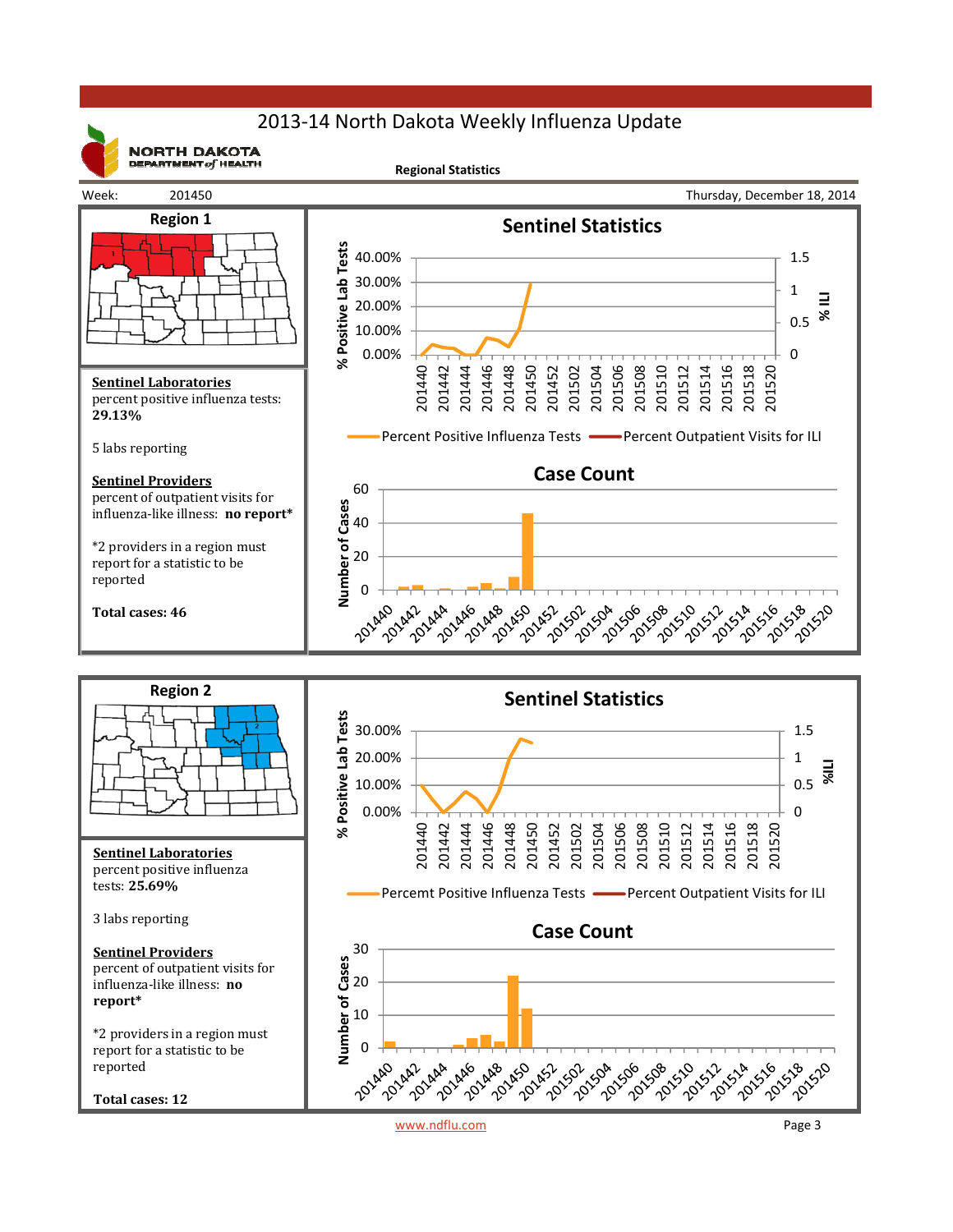# 2013-14 North Dakota Weekly Influenza Update

NORTH DAKOTA DEPARTMENT of HEALTH

**Regional Statistics**

Week: 201450

Thursday, December 18, 2014

## Region 1

**Sentinel Statistics**

% Positive Lab Tests: 0.00%, 10.00%, 20.00%, 30.00%, 40.00%

% ILI: 0, 0.5, 1, 1.5

201440, 201442, 201444, 201446, 201448, 201450, 201452, 201502, 201504, 201506, 201508, 201510, 201512, 201514, 201516, 201518, 201520

Percent Positive Influenza Tests — Percent Outpatient Visits for ILI

**Case Count**

Number of Cases: 0, 20, 40, 60

201440, 201442, 201444, 201446, 201448, 201450, 201452, 201502, 201504, 201506, 201508, 201510, 201512, 201514, 201516, 201518, 201520

**Sentinel Laboratories**

percent positive influenza tests: **29.13%**

5 labs reporting

**Sentinel Providers**

percent of outpatient visits for influenza-like illness: **no report***

*2 providers in a region must report for a statistic to be reported

**Total cases: 46**

## Region 2

**Sentinel Statistics**

% Positive Lab Tests: 0.00%, 10.00%, 20.00%, 30.00%

%ILI: 0, 0.5, 1, 1.5

201440, 201442, 201444, 201446, 201448, 201450, 201452, 201502, 201504, 201506, 201508, 201510, 201512, 201514, 201516, 201518, 201520

Percemt Positive Influenza Tests — Percent Outpatient Visits for ILI

**Case Count**

Number of Cases: 0, 10, 20, 30

201440, 201442, 201444, 201446, 201448, 201450, 201452, 201502, 201504, 201506, 201508, 201510, 201512, 201514, 201516, 201518, 201520

**Sentinel Laboratories**

percent positive influenza tests: **25.69%**

3 labs reporting

**Sentinel Providers**

percent of outpatient visits for influenza-like illness: **no report***

*2 providers in a region must report for a statistic to be reported

**Total cases: 12**

www.ndflu.com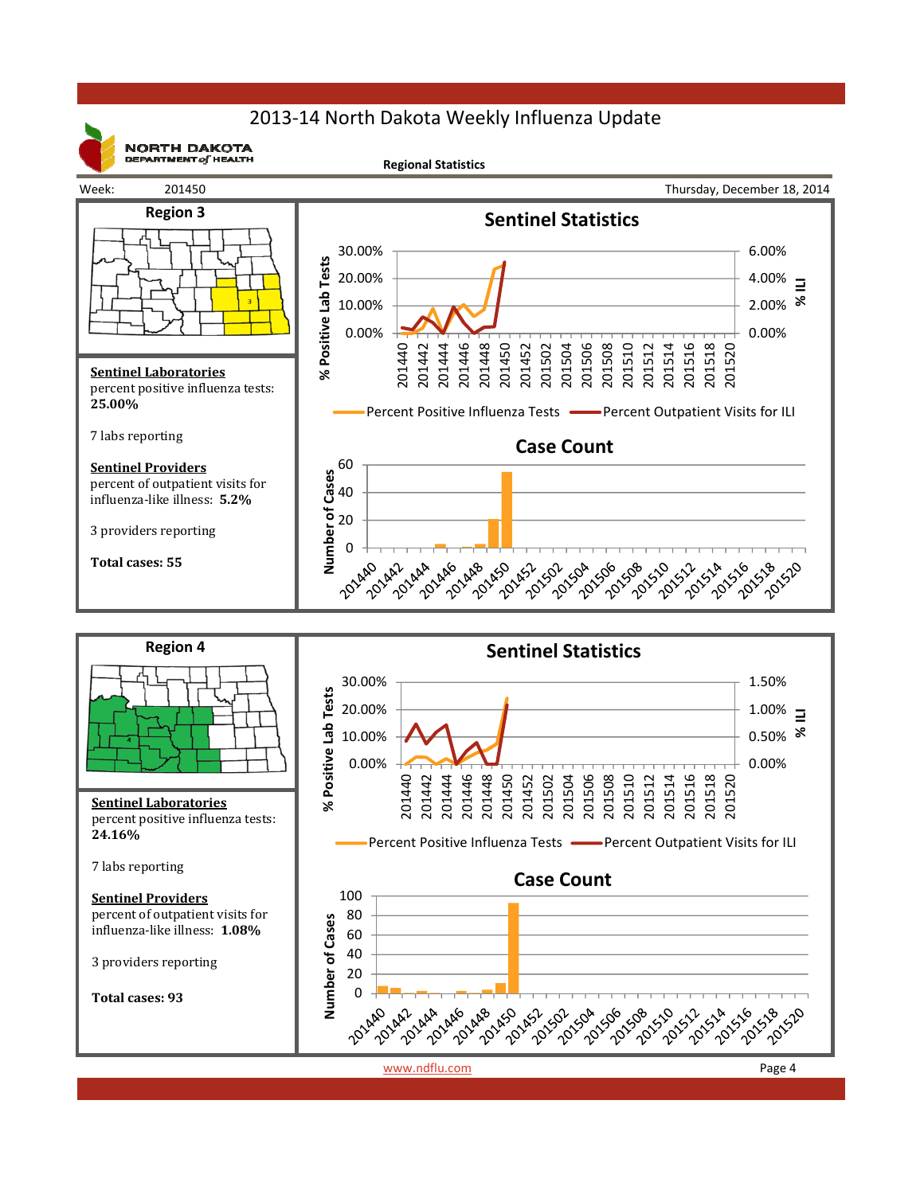# 2013-14 North Dakota Weekly Influenza Update

NORTH DAKOTA DEPARTMENT of HEALTH

**Regional Statistics**

Week: 201450

Thursday, December 18, 2014

## Region 3

**Sentinel Laboratories**
percent positive influenza tests:
**25.00%**

7 labs reporting

**Sentinel Providers**
percent of outpatient visits for influenza-like illness: **5.2%**

3 providers reporting

**Total cases: 55**

### Sentinel Statistics

% Positive Lab Tests: 30.00%, 20.00%, 10.00%, 0.00%

% ILI: 6.00%, 4.00%, 2.00%, 0.00%

201440, 201442, 201444, 201446, 201448, 201450, 201452, 201502, 201504, 201506, 201508, 201510, 201512, 201514, 201516, 201518, 201520

Percent Positive Influenza Tests — Percent Outpatient Visits for ILI

### Case Count

Number of Cases: 60, 40, 20, 0

201440, 201442, 201444, 201446, 201448, 201450, 201452, 201502, 201504, 201506, 201508, 201510, 201512, 201514, 201516, 201518, 201520

## Region 4

**Sentinel Laboratories**
percent positive influenza tests:
**24.16%**

7 labs reporting

**Sentinel Providers**
percent of outpatient visits for influenza-like illness: **1.08%**

3 providers reporting

**Total cases: 93**

### Sentinel Statistics

% Positive Lab Tests: 30.00%, 20.00%, 10.00%, 0.00%

% ILI: 1.50%, 1.00%, 0.50%, 0.00%

201440, 201442, 201444, 201446, 201448, 201450, 201452, 201502, 201504, 201506, 201508, 201510, 201512, 201514, 201516, 201518, 201520

Percent Positive Influenza Tests — Percent Outpatient Visits for ILI

### Case Count

Number of Cases: 100, 80, 60, 40, 20, 0

201440, 201442, 201444, 201446, 201448, 201450, 201452, 201502, 201504, 201506, 201508, 201510, 201512, 201514, 201516, 201518, 201520

www.ndflu.com